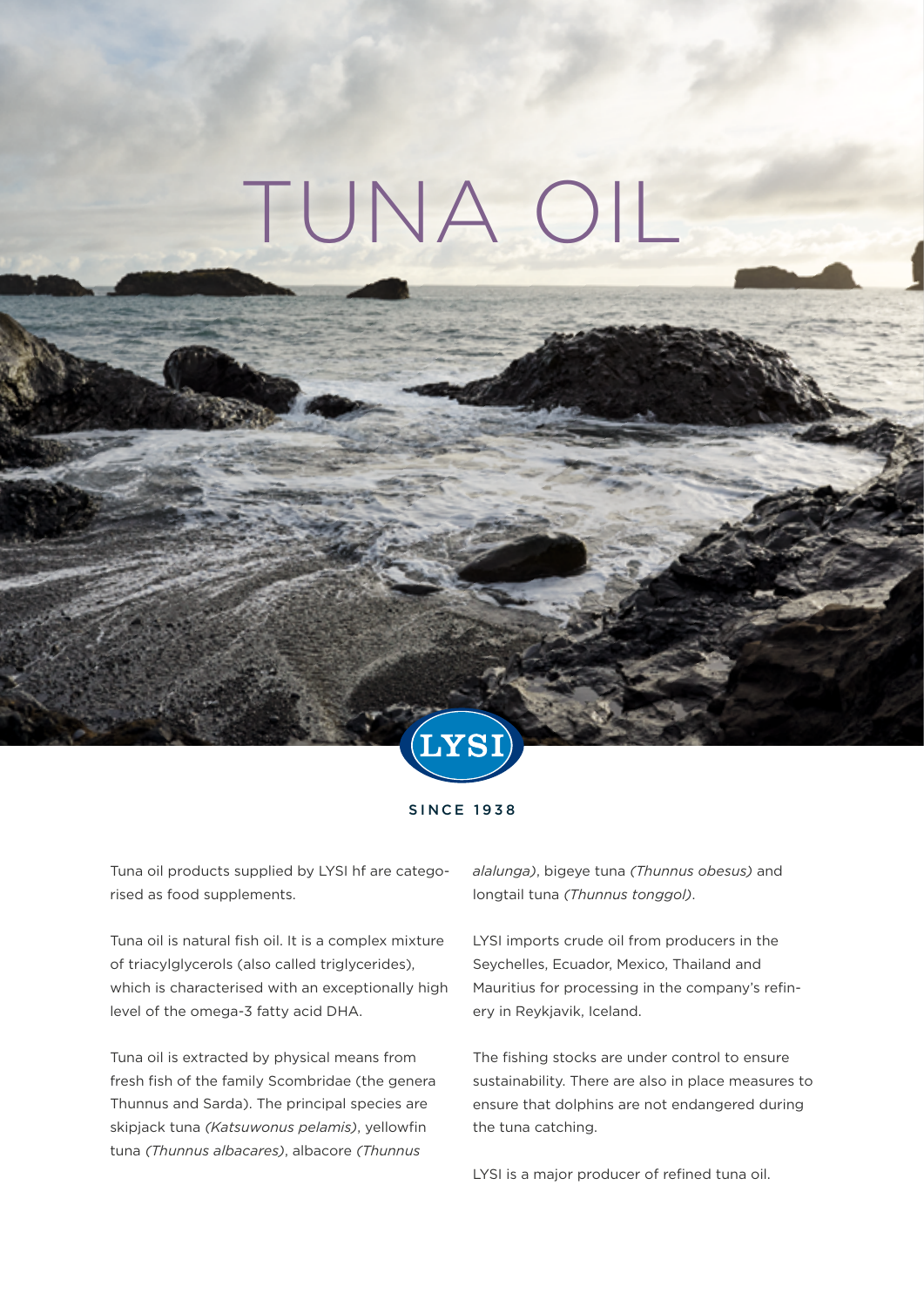# TUNA OIL

LYSI

SINCE 1938

Tuna oil products supplied by LYSI hf are categorised as food supplements.

Tuna oil is natural fish oil. It is a complex mixture of triacylglycerols (also called triglycerides), which is characterised with an exceptionally high level of the omega-3 fatty acid DHA.

Tuna oil is extracted by physical means from fresh fish of the family Scombridae (the genera Thunnus and Sarda). The principal species are skipjack tuna *(Katsuwonus pelamis)*, yellowfin tuna *(Thunnus albacares)*, albacore *(Thunnus alalunga)*, bigeye tuna *(Thunnus obesus)* and longtail tuna *(Thunnus tonggol)*.

LYSI imports crude oil from producers in the Seychelles, Ecuador, Mexico, Thailand and Mauritius for processing in the company's refinery in Reykjavik, Iceland.

The fishing stocks are under control to ensure sustainability. There are also in place measures to ensure that dolphins are not endangered during the tuna catching.

LYSI is a major producer of refined tuna oil.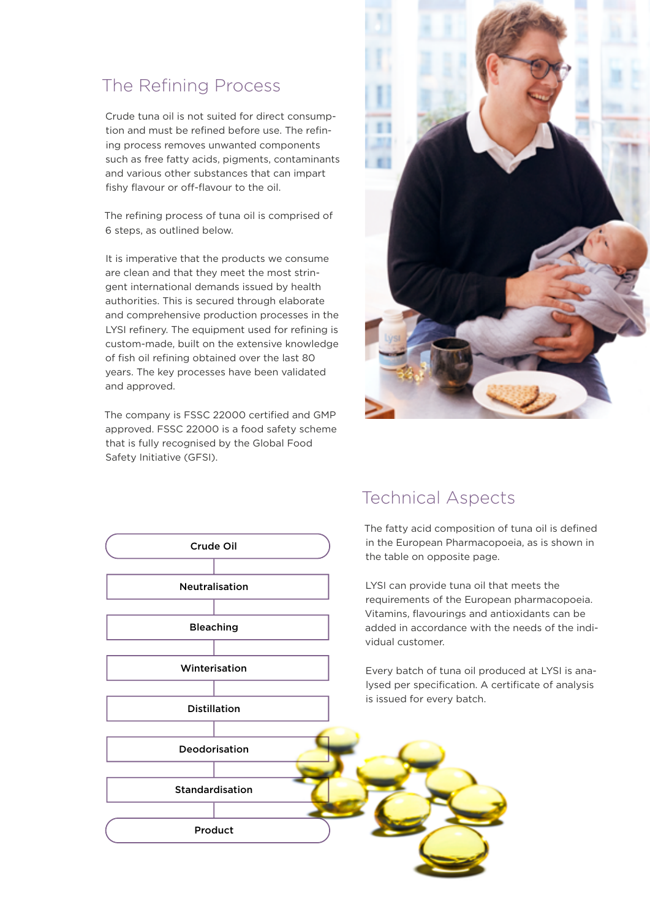## The Refining Process

Crude tuna oil is not suited for direct consumption and must be refined before use. The refining process removes unwanted components such as free fatty acids, pigments, contaminants and various other substances that can impart fishy flavour or off-flavour to the oil.

The refining process of tuna oil is comprised of 6 steps, as outlined below.

It is imperative that the products we consume are clean and that they meet the most stringent international demands issued by health authorities. This is secured through elaborate and comprehensive production processes in the LYSI refinery. The equipment used for refining is custom-made, built on the extensive knowledge of fish oil refining obtained over the last 80 years. The key processes have been validated and approved.

The company is FSSC 22000 certified and GMP approved. FSSC 22000 is a food safety scheme that is fully recognised by the Global Food Safety Initiative (GFSI).

**Crude Oil**

**Neutralisation**

**Bleaching**

**Winterisation**

**Distillation**

**Deodorisation**

**Standardisation**

**Product**

## Technical Aspects

The fatty acid composition of tuna oil is defined in the European Pharmacopoeia, as is shown in the table on opposite page.

LYSI can provide tuna oil that meets the requirements of the European pharmacopoeia. Vitamins, flavourings and antioxidants can be added in accordance with the needs of the individual customer.

Every batch of tuna oil produced at LYSI is analysed per specification. A certificate of analysis is issued for every batch.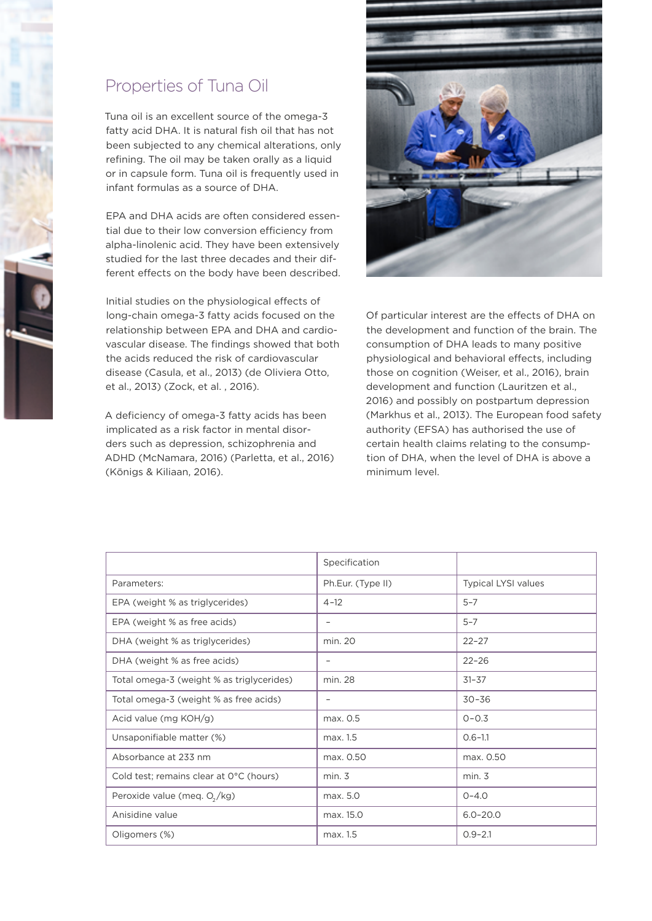## Properties of Tuna Oil

Tuna oil is an excellent source of the omega-3 fatty acid DHA. It is natural fish oil that has not been subjected to any chemical alterations, only refining. The oil may be taken orally as a liquid or in capsule form. Tuna oil is frequently used in infant formulas as a source of DHA.

EPA and DHA acids are often considered essential due to their low conversion efficiency from alpha-linolenic acid. They have been extensively studied for the last three decades and their different effects on the body have been described.

Initial studies on the physiological effects of long-chain omega-3 fatty acids focused on the relationship between EPA and DHA and cardiovascular disease. The findings showed that both the acids reduced the risk of cardiovascular disease (Casula, et al., 2013) (de Oliviera Otto, et al., 2013) (Zock, et al. , 2016).

A deficiency of omega-3 fatty acids has been implicated as a risk factor in mental disorders such as depression, schizophrenia and ADHD (McNamara, 2016) (Parletta, et al., 2016) (Königs & Kiliaan, 2016).

Of particular interest are the effects of DHA on the development and function of the brain. The consumption of DHA leads to many positive physiological and behavioral effects, including those on cognition (Weiser, et al., 2016), brain development and function (Lauritzen et al., 2016) and possibly on postpartum depression (Markhus et al., 2013). The European food safety authority (EFSA) has authorised the use of certain health claims relating to the consumption of DHA, when the level of DHA is above a minimum level.

| | Specification | |
|---|---|---|
| Parameters: | Ph.Eur. (Type II) | Typical LYSI values |
| EPA (weight % as triglycerides) | 4–12 | 5–7 |
| EPA (weight % as free acids) | – | 5–7 |
| DHA (weight % as triglycerides) | min. 20 | 22–27 |
| DHA (weight % as free acids) | – | 22–26 |
| Total omega-3 (weight % as triglycerides) | min. 28 | 31–37 |
| Total omega-3 (weight % as free acids) | – | 30–36 |
| Acid value (mg KOH/g) | max. 0.5 | 0–0.3 |
| Unsaponifiable matter (%) | max. 1.5 | 0.6–1.1 |
| Absorbance at 233 nm | max. 0.50 | max. 0.50 |
| Cold test; remains clear at 0°C (hours) | min. 3 | min. 3 |
| Peroxide value (meq. $O_2$/kg) | max. 5.0 | 0–4.0 |
| Anisidine value | max. 15.0 | 6.0–20.0 |
| Oligomers (%) | max. 1.5 | 0.9–2.1 |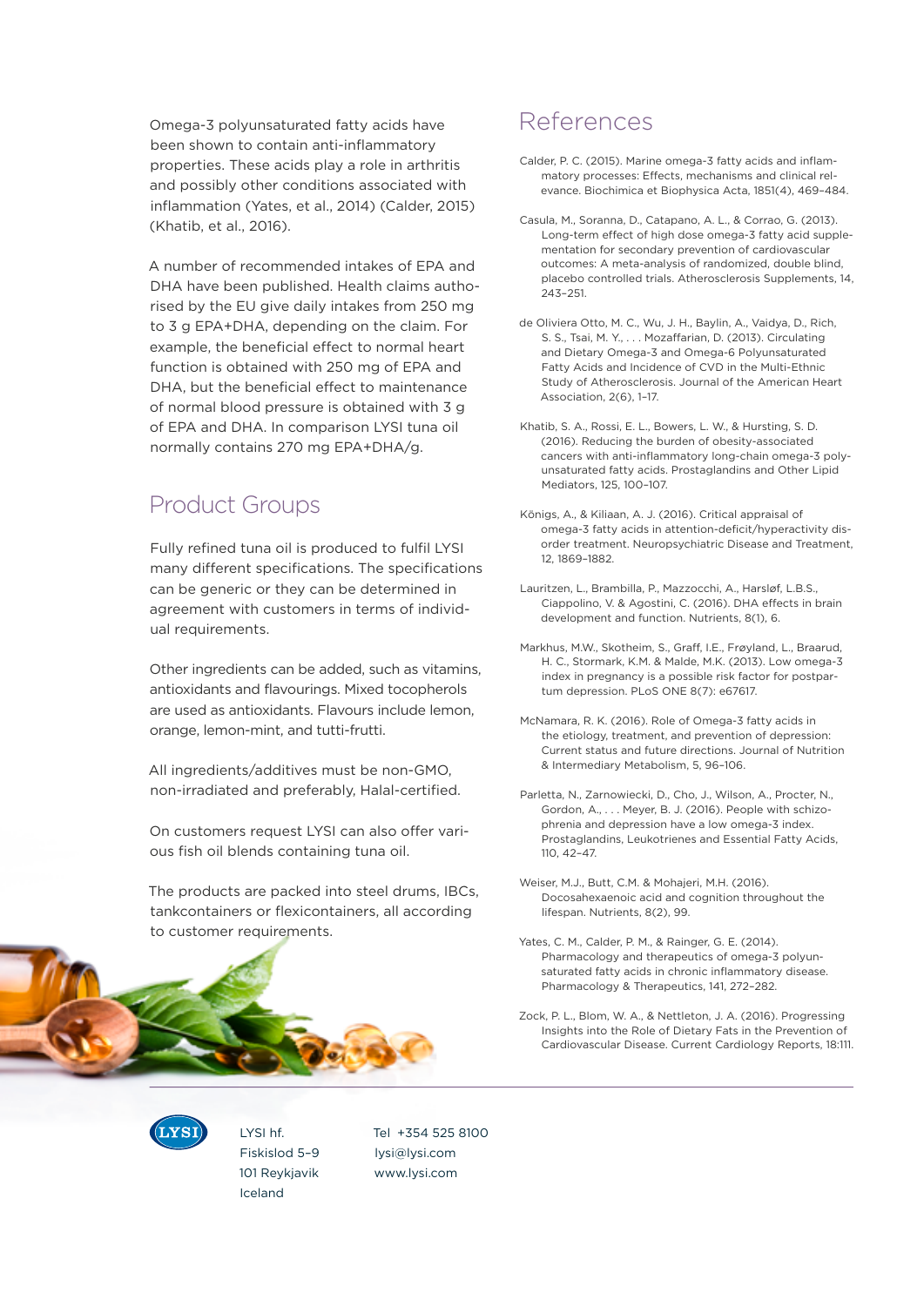Omega-3 polyunsaturated fatty acids have been shown to contain anti-inflammatory properties. These acids play a role in arthritis and possibly other conditions associated with inflammation (Yates, et al., 2014) (Calder, 2015) (Khatib, et al., 2016).

A number of recommended intakes of EPA and DHA have been published. Health claims authorised by the EU give daily intakes from 250 mg to 3 g EPA+DHA, depending on the claim. For example, the beneficial effect to normal heart function is obtained with 250 mg of EPA and DHA, but the beneficial effect to maintenance of normal blood pressure is obtained with 3 g of EPA and DHA. In comparison LYSI tuna oil normally contains 270 mg EPA+DHA/g.

## Product Groups

Fully refined tuna oil is produced to fulfil LYSI many different specifications. The specifications can be generic or they can be determined in agreement with customers in terms of individual requirements.

Other ingredients can be added, such as vitamins, antioxidants and flavourings. Mixed tocopherols are used as antioxidants. Flavours include lemon, orange, lemon-mint, and tutti-frutti.

All ingredients/additives must be non-GMO, non-irradiated and preferably, Halal-certified.

On customers request LYSI can also offer various fish oil blends containing tuna oil.

The products are packed into steel drums, IBCs, tankcontainers or flexicontainers, all according to customer requirements.

## References

Calder, P. C. (2015). Marine omega-3 fatty acids and inflammatory processes: Effects, mechanisms and clinical relevance. Biochimica et Biophysica Acta, 1851(4), 469–484.

Casula, M., Soranna, D., Catapano, A. L., & Corrao, G. (2013). Long-term effect of high dose omega-3 fatty acid supplementation for secondary prevention of cardiovascular outcomes: A meta-analysis of randomized, double blind, placebo controlled trials. Atherosclerosis Supplements, 14, 243–251.

de Oliviera Otto, M. C., Wu, J. H., Baylin, A., Vaidya, D., Rich, S. S., Tsai, M. Y., . . . Mozaffarian, D. (2013). Circulating and Dietary Omega-3 and Omega-6 Polyunsaturated Fatty Acids and Incidence of CVD in the Multi-Ethnic Study of Atherosclerosis. Journal of the American Heart Association, 2(6), 1–17.

Khatib, S. A., Rossi, E. L., Bowers, L. W., & Hursting, S. D. (2016). Reducing the burden of obesity-associated cancers with anti-inflammatory long-chain omega-3 polyunsaturated fatty acids. Prostaglandins and Other Lipid Mediators, 125, 100–107.

Königs, A., & Kiliaan, A. J. (2016). Critical appraisal of omega-3 fatty acids in attention-deficit/hyperactivity disorder treatment. Neuropsychiatric Disease and Treatment, 12, 1869–1882.

Lauritzen, L., Brambilla, P., Mazzocchi, A., Harsløf, L.B.S., Ciappolino, V. & Agostini, C. (2016). DHA effects in brain development and function. Nutrients, 8(1), 6.

Markhus, M.W., Skotheim, S., Graff, I.E., Frøyland, L., Braarud, H. C., Stormark, K.M. & Malde, M.K. (2013). Low omega-3 index in pregnancy is a possible risk factor for postpartum depression. PLoS ONE 8(7): e67617.

McNamara, R. K. (2016). Role of Omega-3 fatty acids in the etiology, treatment, and prevention of depression: Current status and future directions. Journal of Nutrition & Intermediary Metabolism, 5, 96–106.

Parletta, N., Zarnowiecki, D., Cho, J., Wilson, A., Procter, N., Gordon, A., . . . Meyer, B. J. (2016). People with schizophrenia and depression have a low omega-3 index. Prostaglandins, Leukotrienes and Essential Fatty Acids, 110, 42–47.

Weiser, M.J., Butt, C.M. & Mohajeri, M.H. (2016). Docosahexaenoic acid and cognition throughout the lifespan. Nutrients, 8(2), 99.

Yates, C. M., Calder, P. M., & Rainger, G. E. (2014). Pharmacology and therapeutics of omega-3 polyunsaturated fatty acids in chronic inflammatory disease. Pharmacology & Therapeutics, 141, 272–282.

Zock, P. L., Blom, W. A., & Nettleton, J. A. (2016). Progressing Insights into the Role of Dietary Fats in the Prevention of Cardiovascular Disease. Current Cardiology Reports, 18:111.

---

LYSI

LYSI hf.
Fiskislod 5–9
101 Reykjavik
Iceland

Tel +354 525 8100
lysi@lysi.com
www.lysi.com